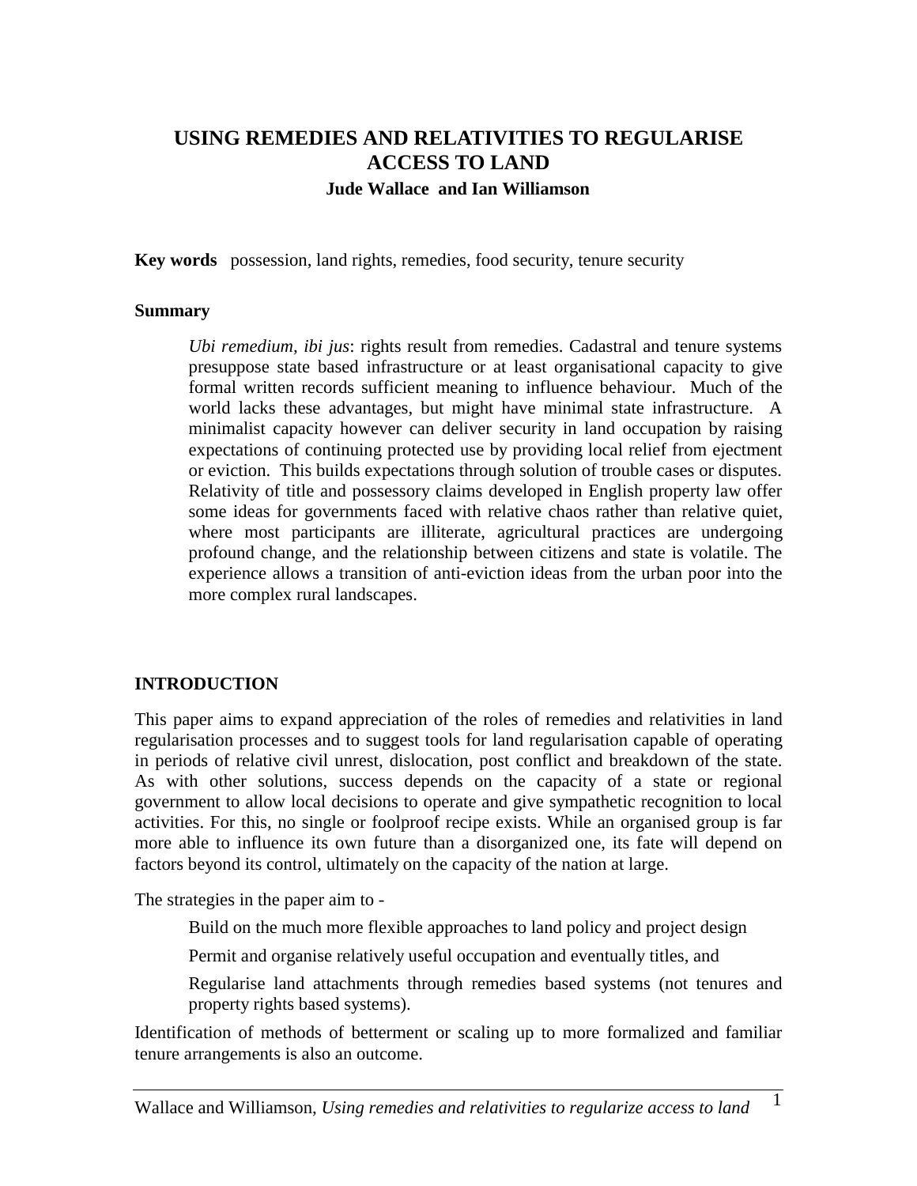# USING REMEDIES AND RELATIVITIES TO REGULARISE ACCESS TO LAND

**Jude Wallace and Ian Williamson**

**Key words** possession, land rights, remedies, food security, tenure security

**Summary**

> *Ubi remedium, ibi jus*: rights result from remedies. Cadastral and tenure systems presuppose state based infrastructure or at least organisational capacity to give formal written records sufficient meaning to influence behaviour. Much of the world lacks these advantages, but might have minimal state infrastructure. A minimalist capacity however can deliver security in land occupation by raising expectations of continuing protected use by providing local relief from ejectment or eviction. This builds expectations through solution of trouble cases or disputes. Relativity of title and possessory claims developed in English property law offer some ideas for governments faced with relative chaos rather than relative quiet, where most participants are illiterate, agricultural practices are undergoing profound change, and the relationship between citizens and state is volatile. The experience allows a transition of anti-eviction ideas from the urban poor into the more complex rural landscapes.

## INTRODUCTION

This paper aims to expand appreciation of the roles of remedies and relativities in land regularisation processes and to suggest tools for land regularisation capable of operating in periods of relative civil unrest, dislocation, post conflict and breakdown of the state. As with other solutions, success depends on the capacity of a state or regional government to allow local decisions to operate and give sympathetic recognition to local activities. For this, no single or foolproof recipe exists. While an organised group is far more able to influence its own future than a disorganized one, its fate will depend on factors beyond its control, ultimately on the capacity of the nation at large.

The strategies in the paper aim to -

- Build on the much more flexible approaches to land policy and project design
- Permit and organise relatively useful occupation and eventually titles, and
- Regularise land attachments through remedies based systems (not tenures and property rights based systems).

Identification of methods of betterment or scaling up to more formalized and familiar tenure arrangements is also an outcome.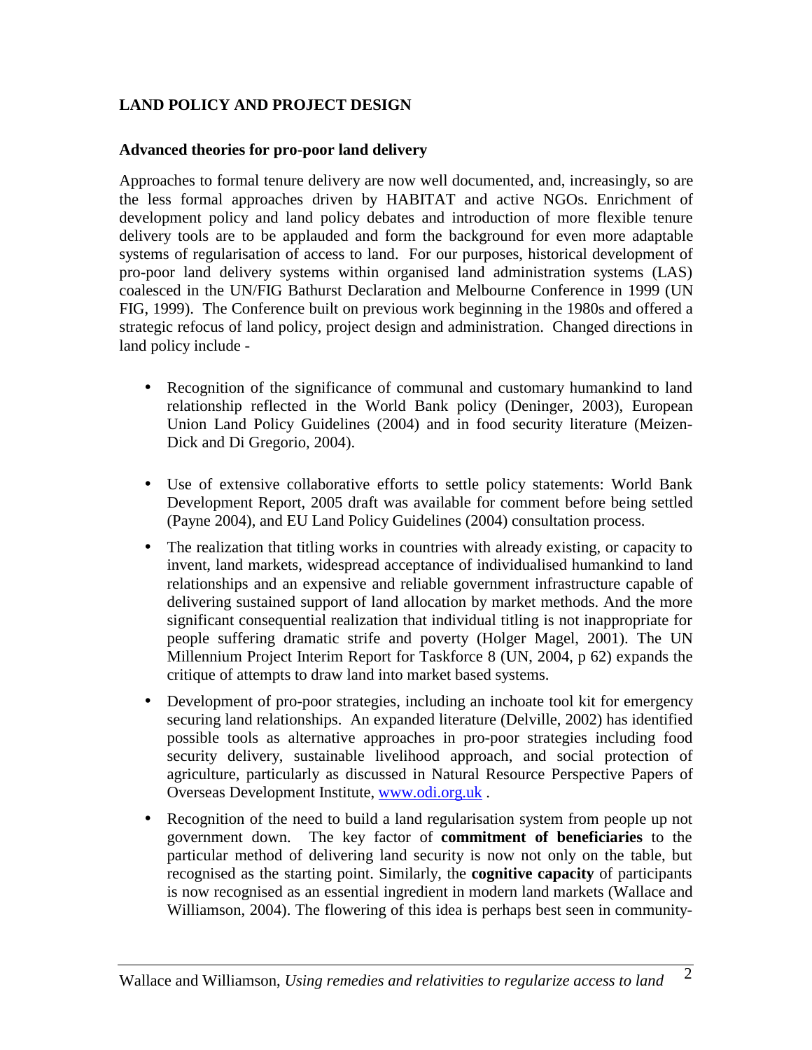## LAND POLICY AND PROJECT DESIGN

### Advanced theories for pro-poor land delivery

Approaches to formal tenure delivery are now well documented, and, increasingly, so are the less formal approaches driven by HABITAT and active NGOs. Enrichment of development policy and land policy debates and introduction of more flexible tenure delivery tools are to be applauded and form the background for even more adaptable systems of regularisation of access to land. For our purposes, historical development of pro-poor land delivery systems within organised land administration systems (LAS) coalesced in the UN/FIG Bathurst Declaration and Melbourne Conference in 1999 (UN FIG, 1999). The Conference built on previous work beginning in the 1980s and offered a strategic refocus of land policy, project design and administration. Changed directions in land policy include -

- Recognition of the significance of communal and customary humankind to land relationship reflected in the World Bank policy (Deninger, 2003), European Union Land Policy Guidelines (2004) and in food security literature (Meizen-Dick and Di Gregorio, 2004).
- Use of extensive collaborative efforts to settle policy statements: World Bank Development Report, 2005 draft was available for comment before being settled (Payne 2004), and EU Land Policy Guidelines (2004) consultation process.
- The realization that titling works in countries with already existing, or capacity to invent, land markets, widespread acceptance of individualised humankind to land relationships and an expensive and reliable government infrastructure capable of delivering sustained support of land allocation by market methods. And the more significant consequential realization that individual titling is not inappropriate for people suffering dramatic strife and poverty (Holger Magel, 2001). The UN Millennium Project Interim Report for Taskforce 8 (UN, 2004, p 62) expands the critique of attempts to draw land into market based systems.
- Development of pro-poor strategies, including an inchoate tool kit for emergency securing land relationships. An expanded literature (Delville, 2002) has identified possible tools as alternative approaches in pro-poor strategies including food security delivery, sustainable livelihood approach, and social protection of agriculture, particularly as discussed in Natural Resource Perspective Papers of Overseas Development Institute, www.odi.org.uk .
- Recognition of the need to build a land regularisation system from people up not government down. The key factor of **commitment of beneficiaries** to the particular method of delivering land security is now not only on the table, but recognised as the starting point. Similarly, the **cognitive capacity** of participants is now recognised as an essential ingredient in modern land markets (Wallace and Williamson, 2004). The flowering of this idea is perhaps best seen in community-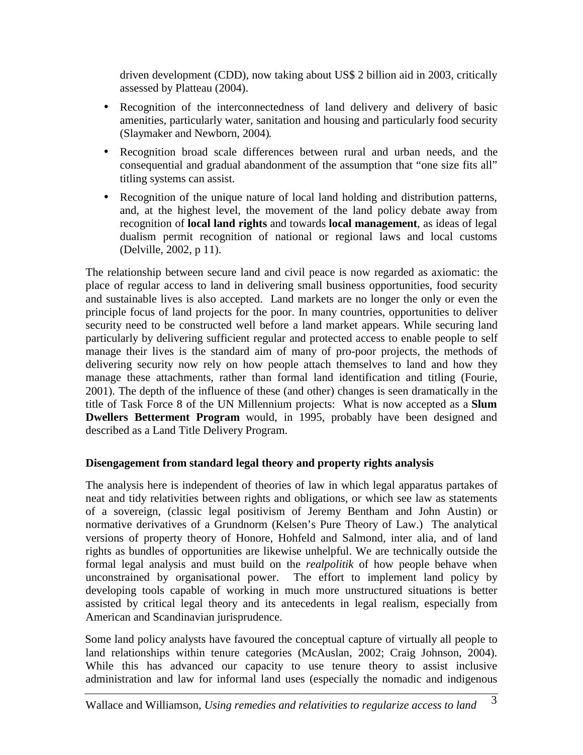driven development (CDD), now taking about US$ 2 billion aid in 2003, critically assessed by Platteau (2004).

- Recognition of the interconnectedness of land delivery and delivery of basic amenities, particularly water, sanitation and housing and particularly food security (Slaymaker and Newborn, 2004).
- Recognition broad scale differences between rural and urban needs, and the consequential and gradual abandonment of the assumption that "one size fits all" titling systems can assist.
- Recognition of the unique nature of local land holding and distribution patterns, and, at the highest level, the movement of the land policy debate away from recognition of **local land rights** and towards **local management**, as ideas of legal dualism permit recognition of national or regional laws and local customs (Delville, 2002, p 11).

The relationship between secure land and civil peace is now regarded as axiomatic: the place of regular access to land in delivering small business opportunities, food security and sustainable lives is also accepted. Land markets are no longer the only or even the principle focus of land projects for the poor. In many countries, opportunities to deliver security need to be constructed well before a land market appears. While securing land particularly by delivering sufficient regular and protected access to enable people to self manage their lives is the standard aim of many of pro-poor projects, the methods of delivering security now rely on how people attach themselves to land and how they manage these attachments, rather than formal land identification and titling (Fourie, 2001). The depth of the influence of these (and other) changes is seen dramatically in the title of Task Force 8 of the UN Millennium projects: What is now accepted as a **Slum Dwellers Betterment Program** would, in 1995, probably have been designed and described as a Land Title Delivery Program.

**Disengagement from standard legal theory and property rights analysis**

The analysis here is independent of theories of law in which legal apparatus partakes of neat and tidy relativities between rights and obligations, or which see law as statements of a sovereign, (classic legal positivism of Jeremy Bentham and John Austin) or normative derivatives of a Grundnorm (Kelsen's Pure Theory of Law.) The analytical versions of property theory of Honore, Hohfeld and Salmond, inter alia, and of land rights as bundles of opportunities are likewise unhelpful. We are technically outside the formal legal analysis and must build on the *realpolitik* of how people behave when unconstrained by organisational power. The effort to implement land policy by developing tools capable of working in much more unstructured situations is better assisted by critical legal theory and its antecedents in legal realism, especially from American and Scandinavian jurisprudence.

Some land policy analysts have favoured the conceptual capture of virtually all people to land relationships within tenure categories (McAuslan, 2002; Craig Johnson, 2004). While this has advanced our capacity to use tenure theory to assist inclusive administration and law for informal land uses (especially the nomadic and indigenous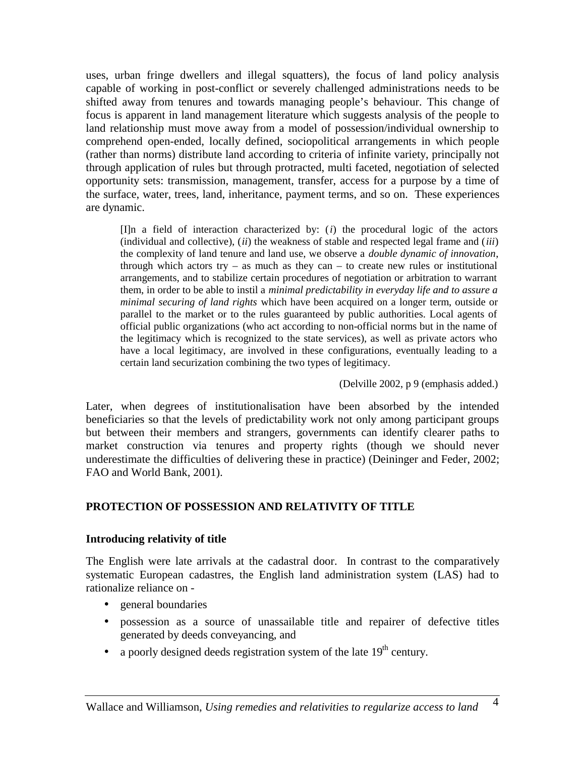uses, urban fringe dwellers and illegal squatters), the focus of land policy analysis capable of working in post-conflict or severely challenged administrations needs to be shifted away from tenures and towards managing people's behaviour. This change of focus is apparent in land management literature which suggests analysis of the people to land relationship must move away from a model of possession/individual ownership to comprehend open-ended, locally defined, sociopolitical arrangements in which people (rather than norms) distribute land according to criteria of infinite variety, principally not through application of rules but through protracted, multi faceted, negotiation of selected opportunity sets: transmission, management, transfer, access for a purpose by a time of the surface, water, trees, land, inheritance, payment terms, and so on. These experiences are dynamic.

> [I]n a field of interaction characterized by: (*i*) the procedural logic of the actors (individual and collective), (*ii*) the weakness of stable and respected legal frame and (*iii*) the complexity of land tenure and land use, we observe a *double dynamic of innovation*, through which actors try – as much as they can – to create new rules or institutional arrangements, and to stabilize certain procedures of negotiation or arbitration to warrant them, in order to be able to instil a *minimal predictability in everyday life and to assure a minimal securing of land rights* which have been acquired on a longer term, outside or parallel to the market or to the rules guaranteed by public authorities. Local agents of official public organizations (who act according to non-official norms but in the name of the legitimacy which is recognized to the state services), as well as private actors who have a local legitimacy, are involved in these configurations, eventually leading to a certain land securization combining the two types of legitimacy.
>
> (Delville 2002, p 9 (emphasis added.)

Later, when degrees of institutionalisation have been absorbed by the intended beneficiaries so that the levels of predictability work not only among participant groups but between their members and strangers, governments can identify clearer paths to market construction via tenures and property rights (though we should never underestimate the difficulties of delivering these in practice) (Deininger and Feder, 2002; FAO and World Bank, 2001).

## PROTECTION OF POSSESSION AND RELATIVITY OF TITLE

### Introducing relativity of title

The English were late arrivals at the cadastral door. In contrast to the comparatively systematic European cadastres, the English land administration system (LAS) had to rationalize reliance on -

- general boundaries
- possession as a source of unassailable title and repairer of defective titles generated by deeds conveyancing, and
- a poorly designed deeds registration system of the late 19th century.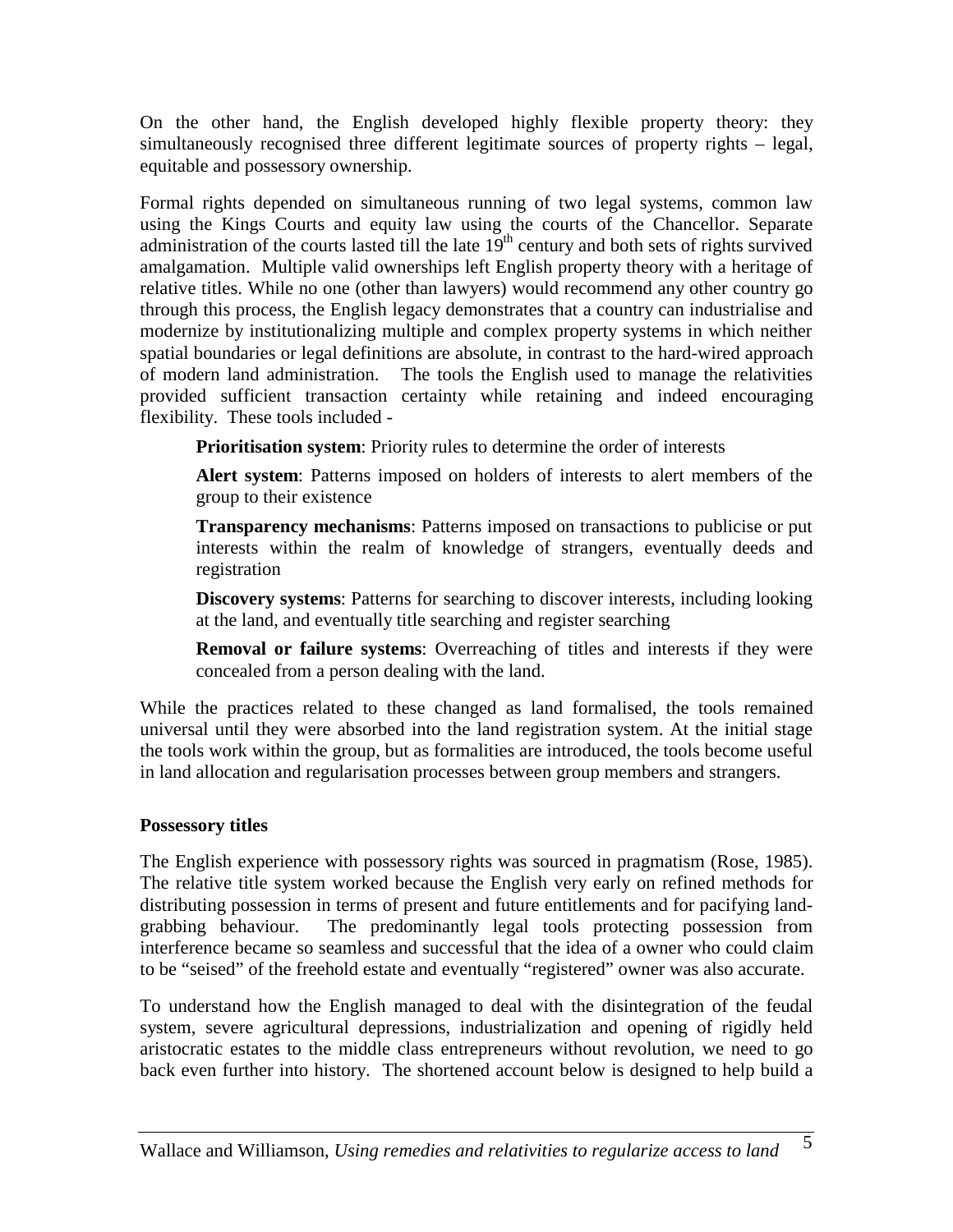On the other hand, the English developed highly flexible property theory: they simultaneously recognised three different legitimate sources of property rights – legal, equitable and possessory ownership.

Formal rights depended on simultaneous running of two legal systems, common law using the Kings Courts and equity law using the courts of the Chancellor. Separate administration of the courts lasted till the late 19th century and both sets of rights survived amalgamation. Multiple valid ownerships left English property theory with a heritage of relative titles. While no one (other than lawyers) would recommend any other country go through this process, the English legacy demonstrates that a country can industrialise and modernize by institutionalizing multiple and complex property systems in which neither spatial boundaries or legal definitions are absolute, in contrast to the hard-wired approach of modern land administration. The tools the English used to manage the relativities provided sufficient transaction certainty while retaining and indeed encouraging flexibility. These tools included -

**Prioritisation system**: Priority rules to determine the order of interests

**Alert system**: Patterns imposed on holders of interests to alert members of the group to their existence

**Transparency mechanisms**: Patterns imposed on transactions to publicise or put interests within the realm of knowledge of strangers, eventually deeds and registration

**Discovery systems**: Patterns for searching to discover interests, including looking at the land, and eventually title searching and register searching

**Removal or failure systems**: Overreaching of titles and interests if they were concealed from a person dealing with the land.

While the practices related to these changed as land formalised, the tools remained universal until they were absorbed into the land registration system. At the initial stage the tools work within the group, but as formalities are introduced, the tools become useful in land allocation and regularisation processes between group members and strangers.

**Possessory titles**

The English experience with possessory rights was sourced in pragmatism (Rose, 1985). The relative title system worked because the English very early on refined methods for distributing possession in terms of present and future entitlements and for pacifying land-grabbing behaviour. The predominantly legal tools protecting possession from interference became so seamless and successful that the idea of a owner who could claim to be "seised" of the freehold estate and eventually "registered" owner was also accurate.

To understand how the English managed to deal with the disintegration of the feudal system, severe agricultural depressions, industrialization and opening of rigidly held aristocratic estates to the middle class entrepreneurs without revolution, we need to go back even further into history. The shortened account below is designed to help build a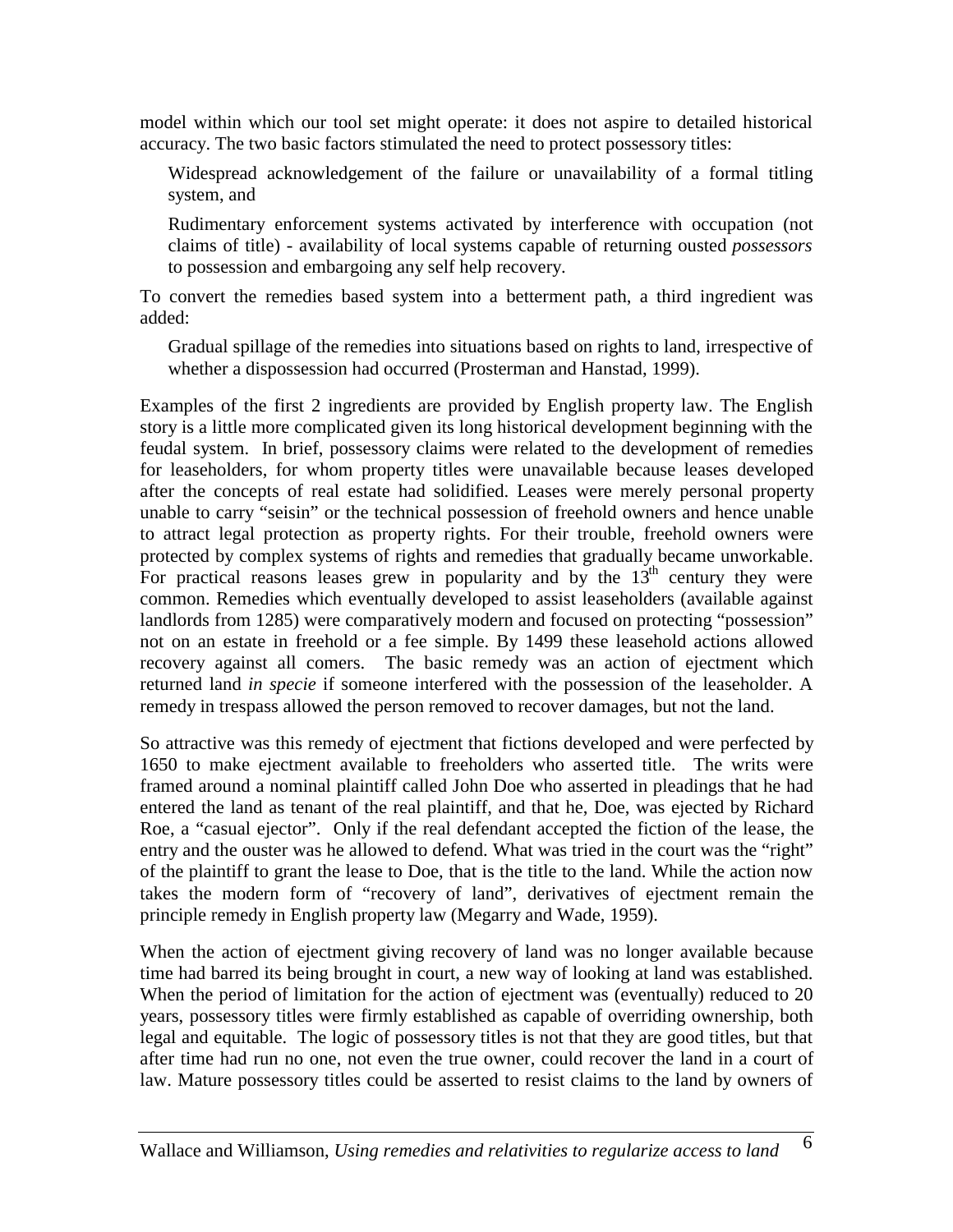model within which our tool set might operate: it does not aspire to detailed historical accuracy. The two basic factors stimulated the need to protect possessory titles:

> Widespread acknowledgement of the failure or unavailability of a formal titling system, and
>
> Rudimentary enforcement systems activated by interference with occupation (not claims of title) - availability of local systems capable of returning ousted *possessors* to possession and embargoing any self help recovery.

To convert the remedies based system into a betterment path, a third ingredient was added:

> Gradual spillage of the remedies into situations based on rights to land, irrespective of whether a dispossession had occurred (Prosterman and Hanstad, 1999).

Examples of the first 2 ingredients are provided by English property law. The English story is a little more complicated given its long historical development beginning with the feudal system. In brief, possessory claims were related to the development of remedies for leaseholders, for whom property titles were unavailable because leases developed after the concepts of real estate had solidified. Leases were merely personal property unable to carry "seisin" or the technical possession of freehold owners and hence unable to attract legal protection as property rights. For their trouble, freehold owners were protected by complex systems of rights and remedies that gradually became unworkable. For practical reasons leases grew in popularity and by the 13th century they were common. Remedies which eventually developed to assist leaseholders (available against landlords from 1285) were comparatively modern and focused on protecting "possession" not on an estate in freehold or a fee simple. By 1499 these leasehold actions allowed recovery against all comers. The basic remedy was an action of ejectment which returned land *in specie* if someone interfered with the possession of the leaseholder. A remedy in trespass allowed the person removed to recover damages, but not the land.

So attractive was this remedy of ejectment that fictions developed and were perfected by 1650 to make ejectment available to freeholders who asserted title. The writs were framed around a nominal plaintiff called John Doe who asserted in pleadings that he had entered the land as tenant of the real plaintiff, and that he, Doe, was ejected by Richard Roe, a "casual ejector". Only if the real defendant accepted the fiction of the lease, the entry and the ouster was he allowed to defend. What was tried in the court was the "right" of the plaintiff to grant the lease to Doe, that is the title to the land. While the action now takes the modern form of "recovery of land", derivatives of ejectment remain the principle remedy in English property law (Megarry and Wade, 1959).

When the action of ejectment giving recovery of land was no longer available because time had barred its being brought in court, a new way of looking at land was established. When the period of limitation for the action of ejectment was (eventually) reduced to 20 years, possessory titles were firmly established as capable of overriding ownership, both legal and equitable. The logic of possessory titles is not that they are good titles, but that after time had run no one, not even the true owner, could recover the land in a court of law. Mature possessory titles could be asserted to resist claims to the land by owners of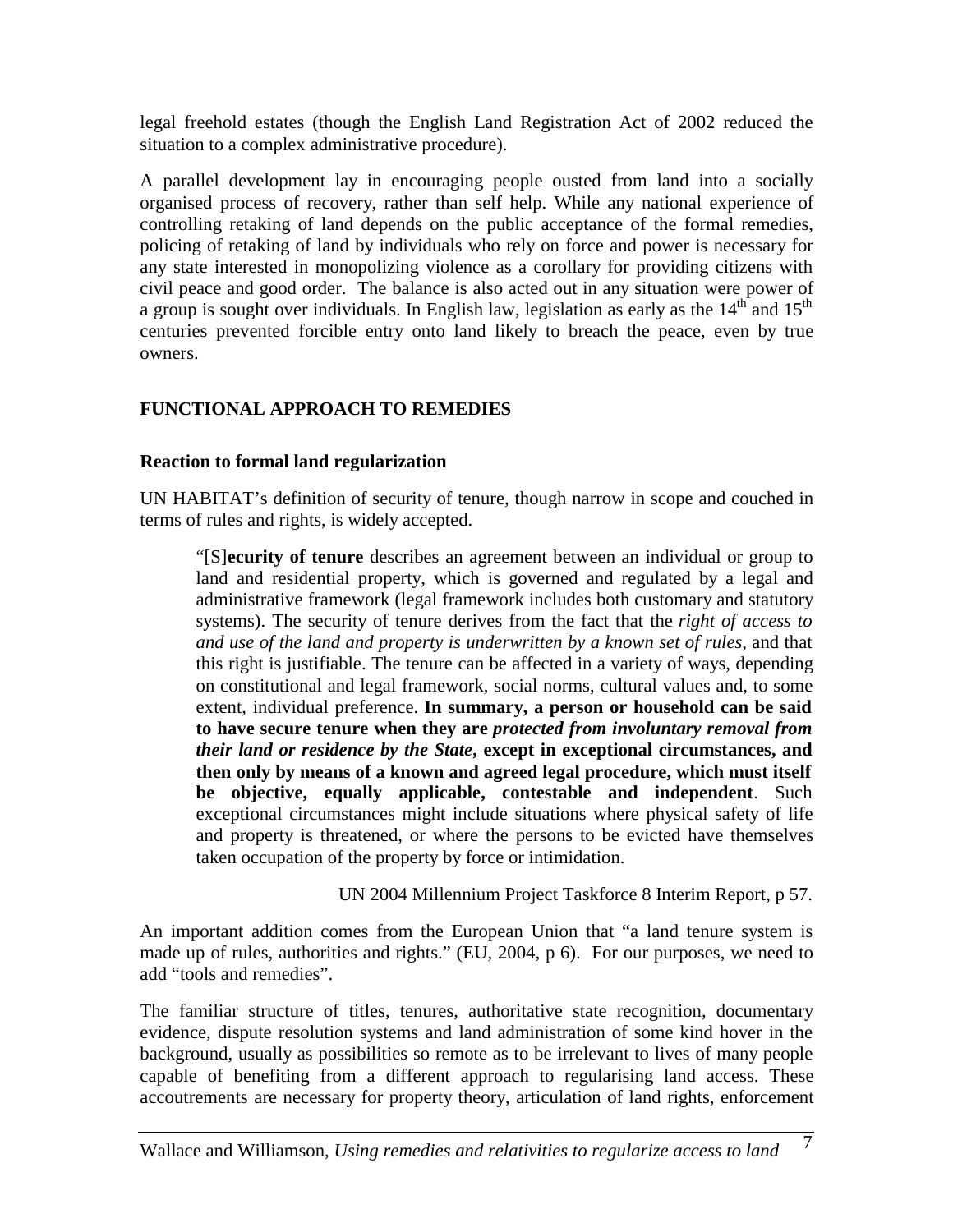legal freehold estates (though the English Land Registration Act of 2002 reduced the situation to a complex administrative procedure).

A parallel development lay in encouraging people ousted from land into a socially organised process of recovery, rather than self help. While any national experience of controlling retaking of land depends on the public acceptance of the formal remedies, policing of retaking of land by individuals who rely on force and power is necessary for any state interested in monopolizing violence as a corollary for providing citizens with civil peace and good order. The balance is also acted out in any situation were power of a group is sought over individuals. In English law, legislation as early as the 14th and 15th centuries prevented forcible entry onto land likely to breach the peace, even by true owners.

## FUNCTIONAL APPROACH TO REMEDIES

### Reaction to formal land regularization

UN HABITAT's definition of security of tenure, though narrow in scope and couched in terms of rules and rights, is widely accepted.

> "[S]**ecurity of tenure** describes an agreement between an individual or group to land and residential property, which is governed and regulated by a legal and administrative framework (legal framework includes both customary and statutory systems). The security of tenure derives from the fact that the *right of access to and use of the land and property is underwritten by a known set of rules*, and that this right is justifiable. The tenure can be affected in a variety of ways, depending on constitutional and legal framework, social norms, cultural values and, to some extent, individual preference. **In summary, a person or household can be said to have secure tenure when they are *protected from involuntary removal from their land or residence by the State*, except in exceptional circumstances, and then only by means of a known and agreed legal procedure, which must itself be objective, equally applicable, contestable and independent**. Such exceptional circumstances might include situations where physical safety of life and property is threatened, or where the persons to be evicted have themselves taken occupation of the property by force or intimidation.
>
> UN 2004 Millennium Project Taskforce 8 Interim Report, p 57.

An important addition comes from the European Union that "a land tenure system is made up of rules, authorities and rights." (EU, 2004, p 6). For our purposes, we need to add "tools and remedies".

The familiar structure of titles, tenures, authoritative state recognition, documentary evidence, dispute resolution systems and land administration of some kind hover in the background, usually as possibilities so remote as to be irrelevant to lives of many people capable of benefiting from a different approach to regularising land access. These accoutrements are necessary for property theory, articulation of land rights, enforcement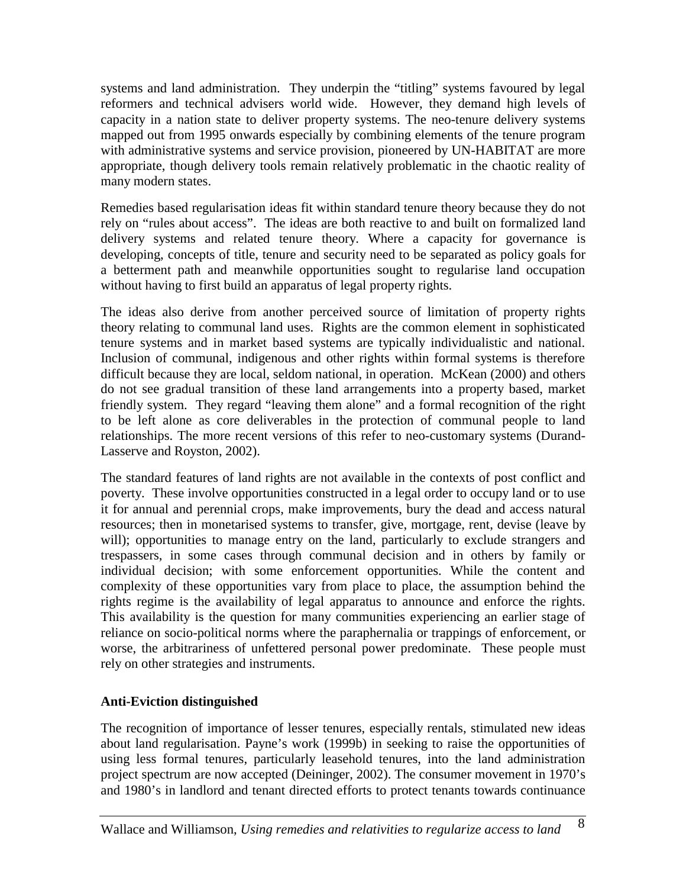systems and land administration. They underpin the "titling" systems favoured by legal reformers and technical advisers world wide. However, they demand high levels of capacity in a nation state to deliver property systems. The neo-tenure delivery systems mapped out from 1995 onwards especially by combining elements of the tenure program with administrative systems and service provision, pioneered by UN-HABITAT are more appropriate, though delivery tools remain relatively problematic in the chaotic reality of many modern states.

Remedies based regularisation ideas fit within standard tenure theory because they do not rely on "rules about access". The ideas are both reactive to and built on formalized land delivery systems and related tenure theory. Where a capacity for governance is developing, concepts of title, tenure and security need to be separated as policy goals for a betterment path and meanwhile opportunities sought to regularise land occupation without having to first build an apparatus of legal property rights.

The ideas also derive from another perceived source of limitation of property rights theory relating to communal land uses. Rights are the common element in sophisticated tenure systems and in market based systems are typically individualistic and national. Inclusion of communal, indigenous and other rights within formal systems is therefore difficult because they are local, seldom national, in operation. McKean (2000) and others do not see gradual transition of these land arrangements into a property based, market friendly system. They regard "leaving them alone" and a formal recognition of the right to be left alone as core deliverables in the protection of communal people to land relationships. The more recent versions of this refer to neo-customary systems (Durand-Lasserve and Royston, 2002).

The standard features of land rights are not available in the contexts of post conflict and poverty. These involve opportunities constructed in a legal order to occupy land or to use it for annual and perennial crops, make improvements, bury the dead and access natural resources; then in monetarised systems to transfer, give, mortgage, rent, devise (leave by will); opportunities to manage entry on the land, particularly to exclude strangers and trespassers, in some cases through communal decision and in others by family or individual decision; with some enforcement opportunities. While the content and complexity of these opportunities vary from place to place, the assumption behind the rights regime is the availability of legal apparatus to announce and enforce the rights. This availability is the question for many communities experiencing an earlier stage of reliance on socio-political norms where the paraphernalia or trappings of enforcement, or worse, the arbitrariness of unfettered personal power predominate. These people must rely on other strategies and instruments.

## Anti-Eviction distinguished

The recognition of importance of lesser tenures, especially rentals, stimulated new ideas about land regularisation. Payne's work (1999b) in seeking to raise the opportunities of using less formal tenures, particularly leasehold tenures, into the land administration project spectrum are now accepted (Deininger, 2002). The consumer movement in 1970's and 1980's in landlord and tenant directed efforts to protect tenants towards continuance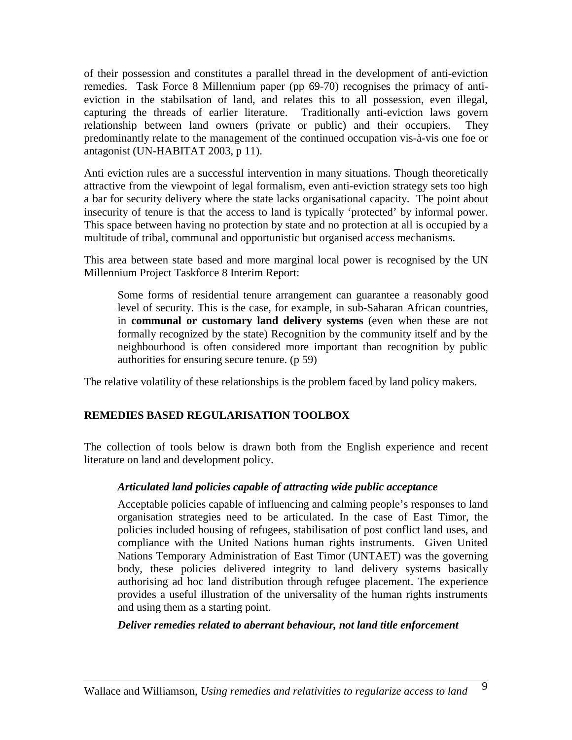of their possession and constitutes a parallel thread in the development of anti-eviction remedies. Task Force 8 Millennium paper (pp 69-70) recognises the primacy of anti-eviction in the stabilsation of land, and relates this to all possession, even illegal, capturing the threads of earlier literature. Traditionally anti-eviction laws govern relationship between land owners (private or public) and their occupiers. They predominantly relate to the management of the continued occupation vis-à-vis one foe or antagonist (UN-HABITAT 2003, p 11).

Anti eviction rules are a successful intervention in many situations. Though theoretically attractive from the viewpoint of legal formalism, even anti-eviction strategy sets too high a bar for security delivery where the state lacks organisational capacity. The point about insecurity of tenure is that the access to land is typically 'protected' by informal power. This space between having no protection by state and no protection at all is occupied by a multitude of tribal, communal and opportunistic but organised access mechanisms.

This area between state based and more marginal local power is recognised by the UN Millennium Project Taskforce 8 Interim Report:

> Some forms of residential tenure arrangement can guarantee a reasonably good level of security. This is the case, for example, in sub-Saharan African countries, in **communal or customary land delivery systems** (even when these are not formally recognized by the state) Recognition by the community itself and by the neighbourhood is often considered more important than recognition by public authorities for ensuring secure tenure. (p 59)

The relative volatility of these relationships is the problem faced by land policy makers.

## REMEDIES BASED REGULARISATION TOOLBOX

The collection of tools below is drawn both from the English experience and recent literature on land and development policy.

### *Articulated land policies capable of attracting wide public acceptance*

Acceptable policies capable of influencing and calming people's responses to land organisation strategies need to be articulated. In the case of East Timor, the policies included housing of refugees, stabilisation of post conflict land uses, and compliance with the United Nations human rights instruments. Given United Nations Temporary Administration of East Timor (UNTAET) was the governing body, these policies delivered integrity to land delivery systems basically authorising ad hoc land distribution through refugee placement. The experience provides a useful illustration of the universality of the human rights instruments and using them as a starting point.

### *Deliver remedies related to aberrant behaviour, not land title enforcement*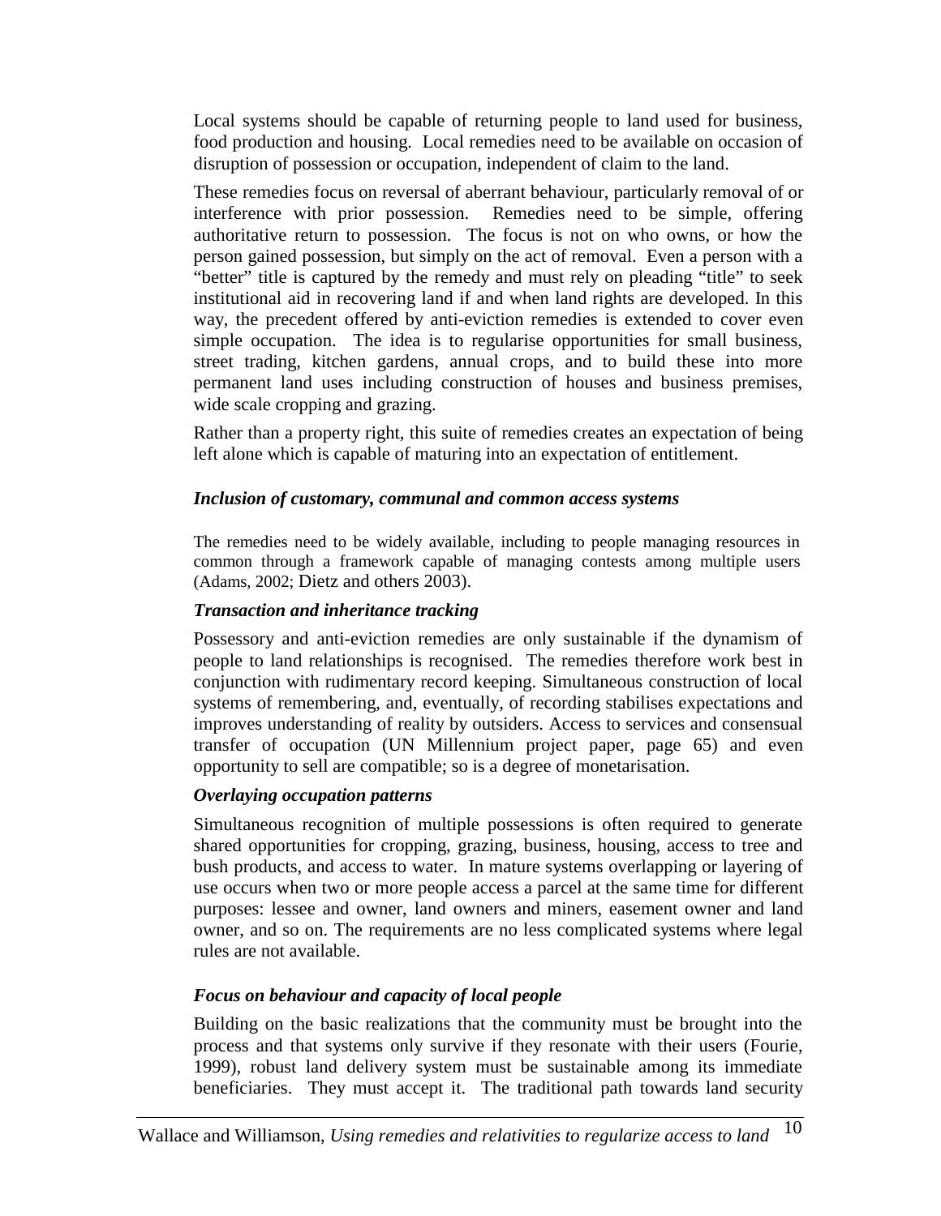Local systems should be capable of returning people to land used for business, food production and housing. Local remedies need to be available on occasion of disruption of possession or occupation, independent of claim to the land.

These remedies focus on reversal of aberrant behaviour, particularly removal of or interference with prior possession. Remedies need to be simple, offering authoritative return to possession. The focus is not on who owns, or how the person gained possession, but simply on the act of removal. Even a person with a "better" title is captured by the remedy and must rely on pleading "title" to seek institutional aid in recovering land if and when land rights are developed. In this way, the precedent offered by anti-eviction remedies is extended to cover even simple occupation. The idea is to regularise opportunities for small business, street trading, kitchen gardens, annual crops, and to build these into more permanent land uses including construction of houses and business premises, wide scale cropping and grazing.

Rather than a property right, this suite of remedies creates an expectation of being left alone which is capable of maturing into an expectation of entitlement.

### *Inclusion of customary, communal and common access systems*

The remedies need to be widely available, including to people managing resources in common through a framework capable of managing contests among multiple users (Adams, 2002; Dietz and others 2003).

### *Transaction and inheritance tracking*

Possessory and anti-eviction remedies are only sustainable if the dynamism of people to land relationships is recognised. The remedies therefore work best in conjunction with rudimentary record keeping. Simultaneous construction of local systems of remembering, and, eventually, of recording stabilises expectations and improves understanding of reality by outsiders. Access to services and consensual transfer of occupation (UN Millennium project paper, page 65) and even opportunity to sell are compatible; so is a degree of monetarisation.

### *Overlaying occupation patterns*

Simultaneous recognition of multiple possessions is often required to generate shared opportunities for cropping, grazing, business, housing, access to tree and bush products, and access to water. In mature systems overlapping or layering of use occurs when two or more people access a parcel at the same time for different purposes: lessee and owner, land owners and miners, easement owner and land owner, and so on. The requirements are no less complicated systems where legal rules are not available.

### *Focus on behaviour and capacity of local people*

Building on the basic realizations that the community must be brought into the process and that systems only survive if they resonate with their users (Fourie, 1999), robust land delivery system must be sustainable among its immediate beneficiaries. They must accept it. The traditional path towards land security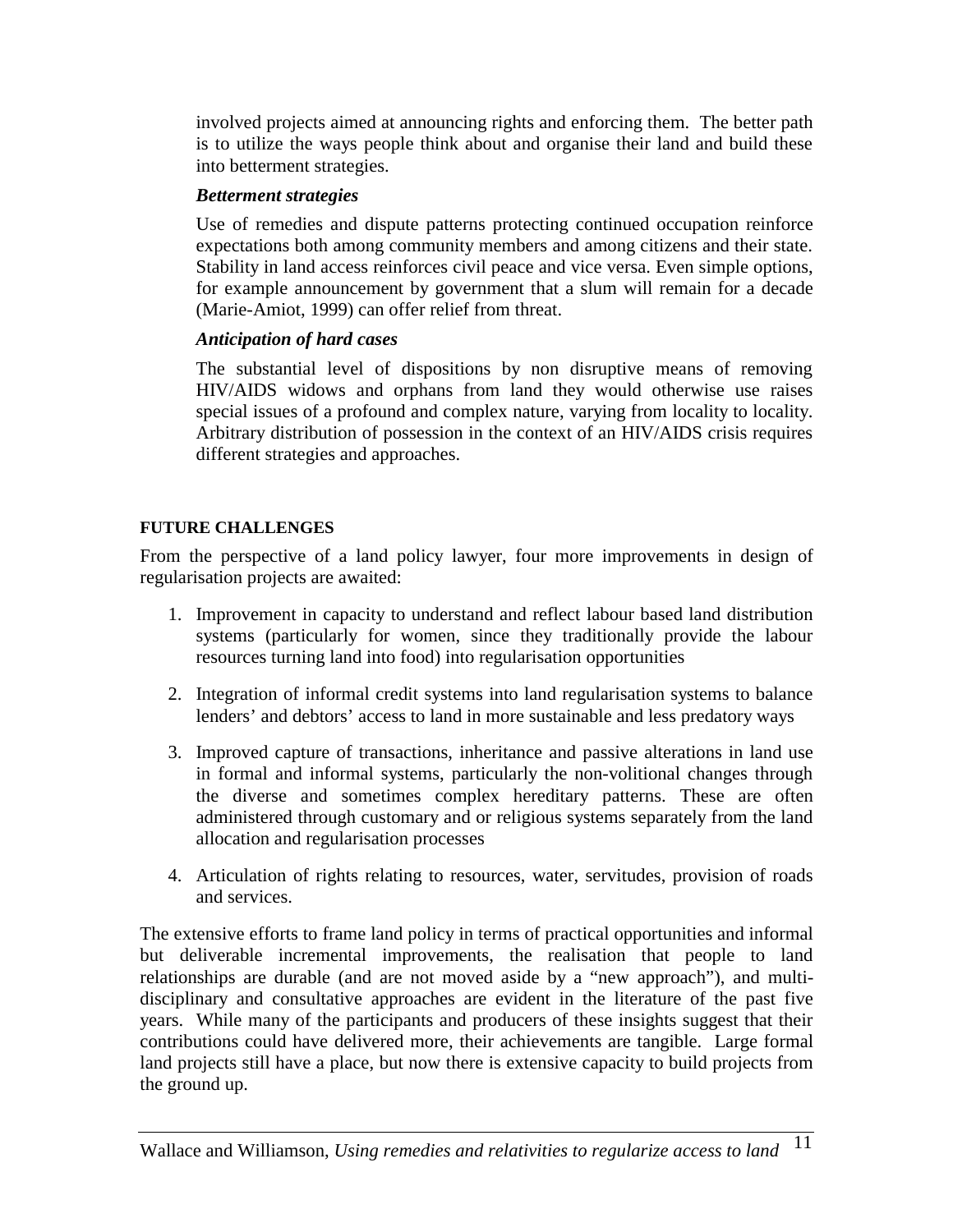involved projects aimed at announcing rights and enforcing them. The better path is to utilize the ways people think about and organise their land and build these into betterment strategies.

***Betterment strategies***

Use of remedies and dispute patterns protecting continued occupation reinforce expectations both among community members and among citizens and their state. Stability in land access reinforces civil peace and vice versa. Even simple options, for example announcement by government that a slum will remain for a decade (Marie-Amiot, 1999) can offer relief from threat.

***Anticipation of hard cases***

The substantial level of dispositions by non disruptive means of removing HIV/AIDS widows and orphans from land they would otherwise use raises special issues of a profound and complex nature, varying from locality to locality. Arbitrary distribution of possession in the context of an HIV/AIDS crisis requires different strategies and approaches.

## FUTURE CHALLENGES

From the perspective of a land policy lawyer, four more improvements in design of regularisation projects are awaited:

1. Improvement in capacity to understand and reflect labour based land distribution systems (particularly for women, since they traditionally provide the labour resources turning land into food) into regularisation opportunities
2. Integration of informal credit systems into land regularisation systems to balance lenders' and debtors' access to land in more sustainable and less predatory ways
3. Improved capture of transactions, inheritance and passive alterations in land use in formal and informal systems, particularly the non-volitional changes through the diverse and sometimes complex hereditary patterns. These are often administered through customary and or religious systems separately from the land allocation and regularisation processes
4. Articulation of rights relating to resources, water, servitudes, provision of roads and services.

The extensive efforts to frame land policy in terms of practical opportunities and informal but deliverable incremental improvements, the realisation that people to land relationships are durable (and are not moved aside by a "new approach"), and multi-disciplinary and consultative approaches are evident in the literature of the past five years. While many of the participants and producers of these insights suggest that their contributions could have delivered more, their achievements are tangible. Large formal land projects still have a place, but now there is extensive capacity to build projects from the ground up.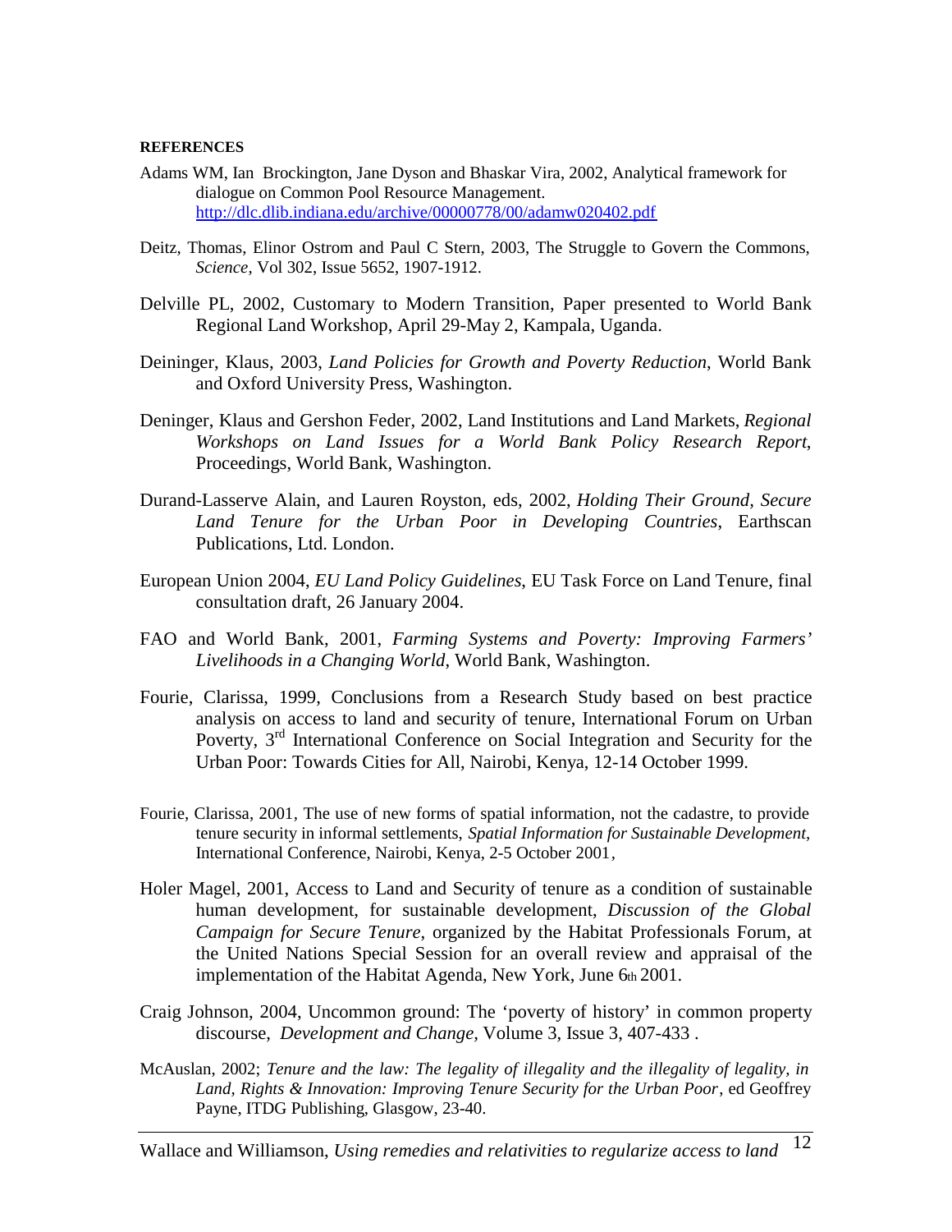**REFERENCES**

Adams WM, Ian Brockington, Jane Dyson and Bhaskar Vira, 2002, Analytical framework for dialogue on Common Pool Resource Management. http://dlc.dlib.indiana.edu/archive/00000778/00/adamw020402.pdf

Deitz, Thomas, Elinor Ostrom and Paul C Stern, 2003, The Struggle to Govern the Commons, *Science*, Vol 302, Issue 5652, 1907-1912.

Delville PL, 2002, Customary to Modern Transition, Paper presented to World Bank Regional Land Workshop, April 29-May 2, Kampala, Uganda.

Deininger, Klaus, 2003, *Land Policies for Growth and Poverty Reduction*, World Bank and Oxford University Press, Washington.

Deninger, Klaus and Gershon Feder, 2002, Land Institutions and Land Markets, *Regional Workshops on Land Issues for a World Bank Policy Research Report*, Proceedings, World Bank, Washington.

Durand-Lasserve Alain, and Lauren Royston, eds, 2002, *Holding Their Ground, Secure Land Tenure for the Urban Poor in Developing Countries*, Earthscan Publications, Ltd. London.

European Union 2004, *EU Land Policy Guidelines*, EU Task Force on Land Tenure, final consultation draft, 26 January 2004.

FAO and World Bank, 2001, *Farming Systems and Poverty: Improving Farmers' Livelihoods in a Changing World*, World Bank, Washington.

Fourie, Clarissa, 1999, Conclusions from a Research Study based on best practice analysis on access to land and security of tenure, International Forum on Urban Poverty, 3rd International Conference on Social Integration and Security for the Urban Poor: Towards Cities for All, Nairobi, Kenya, 12-14 October 1999.

Fourie, Clarissa, 2001, The use of new forms of spatial information, not the cadastre, to provide tenure security in informal settlements, *Spatial Information for Sustainable Development*, International Conference, Nairobi, Kenya, 2-5 October 2001,

Holer Magel, 2001, Access to Land and Security of tenure as a condition of sustainable human development, for sustainable development, *Discussion of the Global Campaign for Secure Tenure*, organized by the Habitat Professionals Forum, at the United Nations Special Session for an overall review and appraisal of the implementation of the Habitat Agenda, New York, June 6th 2001.

Craig Johnson, 2004, Uncommon ground: The 'poverty of history' in common property discourse, *Development and Change,* Volume 3, Issue 3, 407-433 .

McAuslan, 2002; *Tenure and the law: The legality of illegality and the illegality of legality, in Land, Rights & Innovation: Improving Tenure Security for the Urban Poor*, ed Geoffrey Payne, ITDG Publishing, Glasgow, 23-40.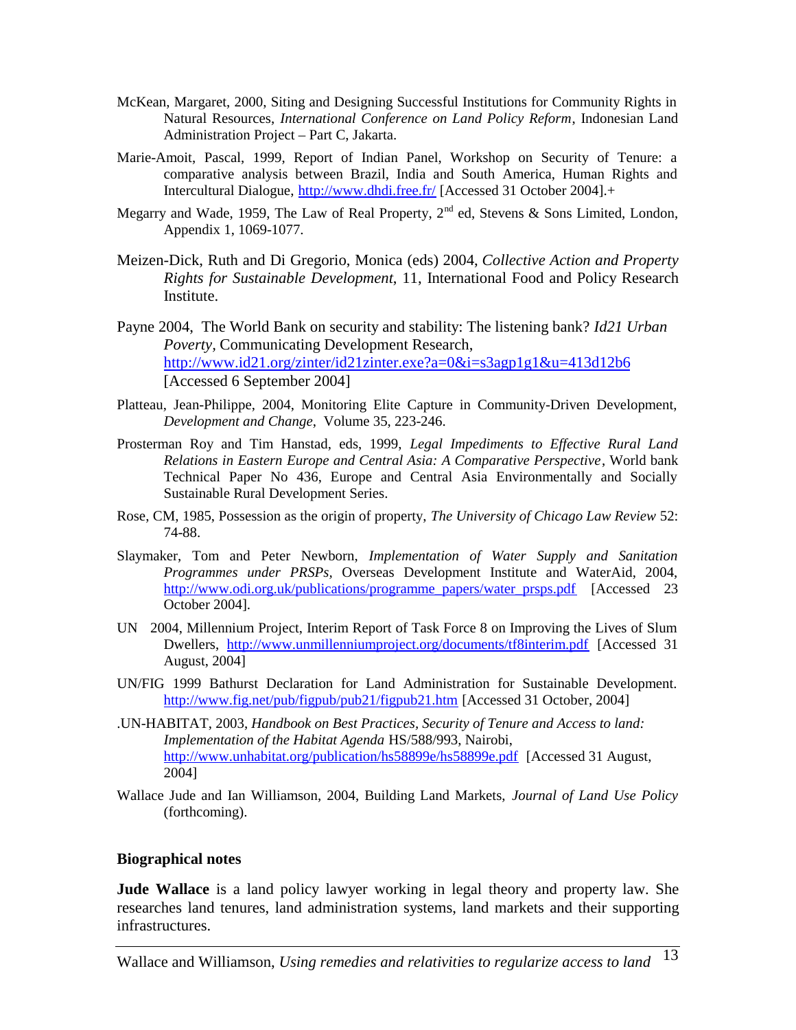McKean, Margaret, 2000, Siting and Designing Successful Institutions for Community Rights in Natural Resources, *International Conference on Land Policy Reform*, Indonesian Land Administration Project – Part C, Jakarta.

Marie-Amoit, Pascal, 1999, Report of Indian Panel, Workshop on Security of Tenure: a comparative analysis between Brazil, India and South America, Human Rights and Intercultural Dialogue, http://www.dhdi.free.fr/ [Accessed 31 October 2004].+

Megarry and Wade, 1959, The Law of Real Property, 2nd ed, Stevens & Sons Limited, London, Appendix 1, 1069-1077.

Meizen-Dick, Ruth and Di Gregorio, Monica (eds) 2004, *Collective Action and Property Rights for Sustainable Development*, 11, International Food and Policy Research Institute.

Payne 2004, The World Bank on security and stability: The listening bank? *Id21 Urban Poverty*, Communicating Development Research, http://www.id21.org/zinter/id21zinter.exe?a=0&i=s3agp1g1&u=413d12b6 [Accessed 6 September 2004]

Platteau, Jean-Philippe, 2004, Monitoring Elite Capture in Community-Driven Development, *Development and Change*, Volume 35, 223-246.

Prosterman Roy and Tim Hanstad, eds, 1999, *Legal Impediments to Effective Rural Land Relations in Eastern Europe and Central Asia: A Comparative Perspective*, World bank Technical Paper No 436, Europe and Central Asia Environmentally and Socially Sustainable Rural Development Series.

Rose, CM, 1985, Possession as the origin of property, *The University of Chicago Law Review* 52: 74-88.

Slaymaker, Tom and Peter Newborn, *Implementation of Water Supply and Sanitation Programmes under PRSPs*, Overseas Development Institute and WaterAid, 2004, http://www.odi.org.uk/publications/programme_papers/water_prsps.pdf [Accessed 23 October 2004].

UN 2004, Millennium Project, Interim Report of Task Force 8 on Improving the Lives of Slum Dwellers, http://www.unmillenniumproject.org/documents/tf8interim.pdf [Accessed 31 August, 2004]

UN/FIG 1999 Bathurst Declaration for Land Administration for Sustainable Development. http://www.fig.net/pub/figpub/pub21/figpub21.htm [Accessed 31 October, 2004]

.UN-HABITAT, 2003, *Handbook on Best Practices, Security of Tenure and Access to land: Implementation of the Habitat Agenda* HS/588/993, Nairobi, http://www.unhabitat.org/publication/hs58899e/hs58899e.pdf [Accessed 31 August, 2004]

Wallace Jude and Ian Williamson, 2004, Building Land Markets, *Journal of Land Use Policy* (forthcoming).

## Biographical notes

**Jude Wallace** is a land policy lawyer working in legal theory and property law. She researches land tenures, land administration systems, land markets and their supporting infrastructures.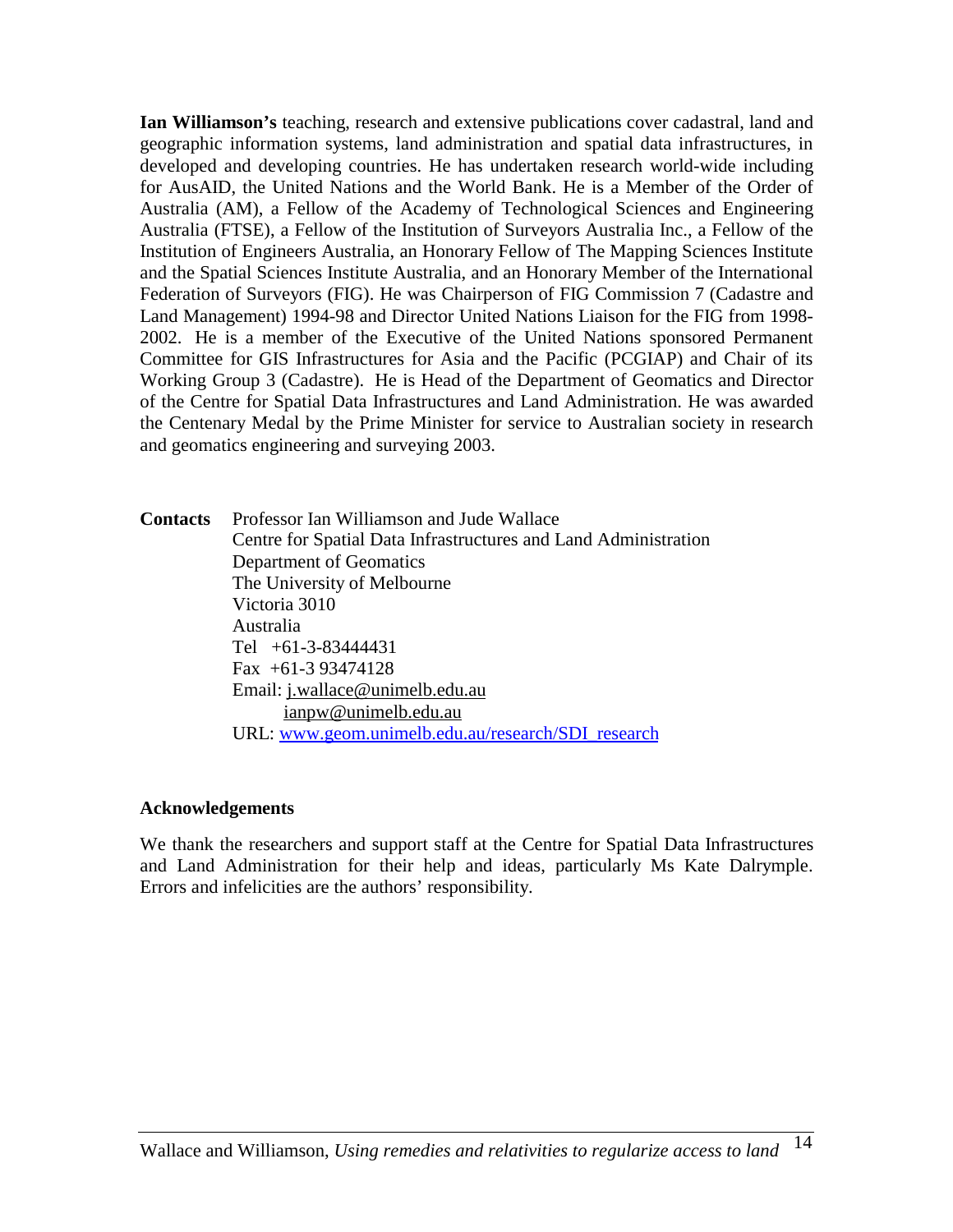**Ian Williamson's** teaching, research and extensive publications cover cadastral, land and geographic information systems, land administration and spatial data infrastructures, in developed and developing countries. He has undertaken research world-wide including for AusAID, the United Nations and the World Bank. He is a Member of the Order of Australia (AM), a Fellow of the Academy of Technological Sciences and Engineering Australia (FTSE), a Fellow of the Institution of Surveyors Australia Inc., a Fellow of the Institution of Engineers Australia, an Honorary Fellow of The Mapping Sciences Institute and the Spatial Sciences Institute Australia, and an Honorary Member of the International Federation of Surveyors (FIG). He was Chairperson of FIG Commission 7 (Cadastre and Land Management) 1994-98 and Director United Nations Liaison for the FIG from 1998-2002. He is a member of the Executive of the United Nations sponsored Permanent Committee for GIS Infrastructures for Asia and the Pacific (PCGIAP) and Chair of its Working Group 3 (Cadastre). He is Head of the Department of Geomatics and Director of the Centre for Spatial Data Infrastructures and Land Administration. He was awarded the Centenary Medal by the Prime Minister for service to Australian society in research and geomatics engineering and surveying 2003.

**Contacts** Professor Ian Williamson and Jude Wallace
Centre for Spatial Data Infrastructures and Land Administration
Department of Geomatics
The University of Melbourne
Victoria 3010
Australia
Tel +61-3-83444431
Fax +61-3 93474128
Email: j.wallace@unimelb.edu.au
ianpw@unimelb.edu.au
URL: www.geom.unimelb.edu.au/research/SDI_research

**Acknowledgements**

We thank the researchers and support staff at the Centre for Spatial Data Infrastructures and Land Administration for their help and ideas, particularly Ms Kate Dalrymple. Errors and infelicities are the authors' responsibility.